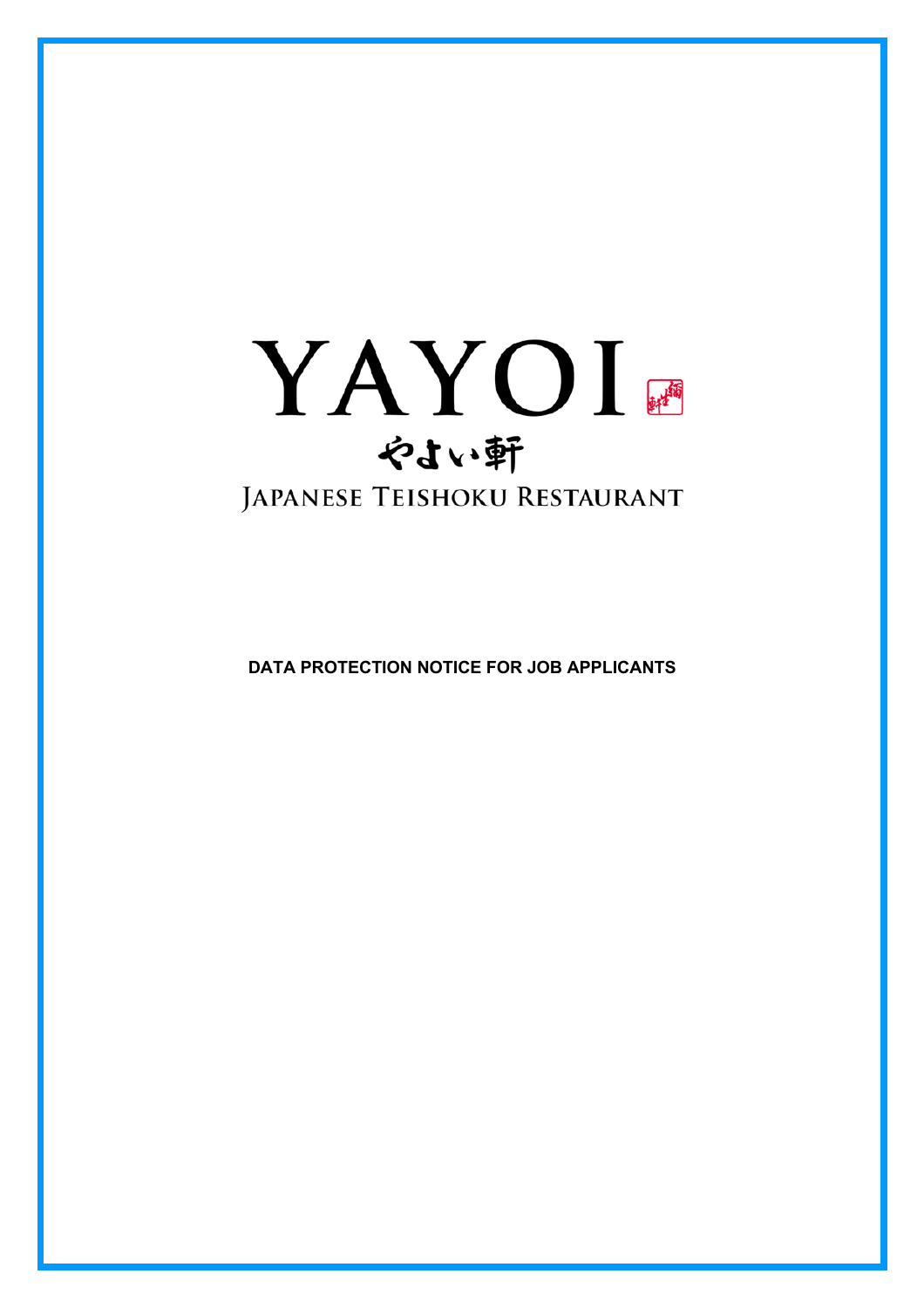YAYOI

やよい軒

JAPANESE TEISHOKU RESTAURANT

**DATA PROTECTION NOTICE FOR JOB APPLICANTS**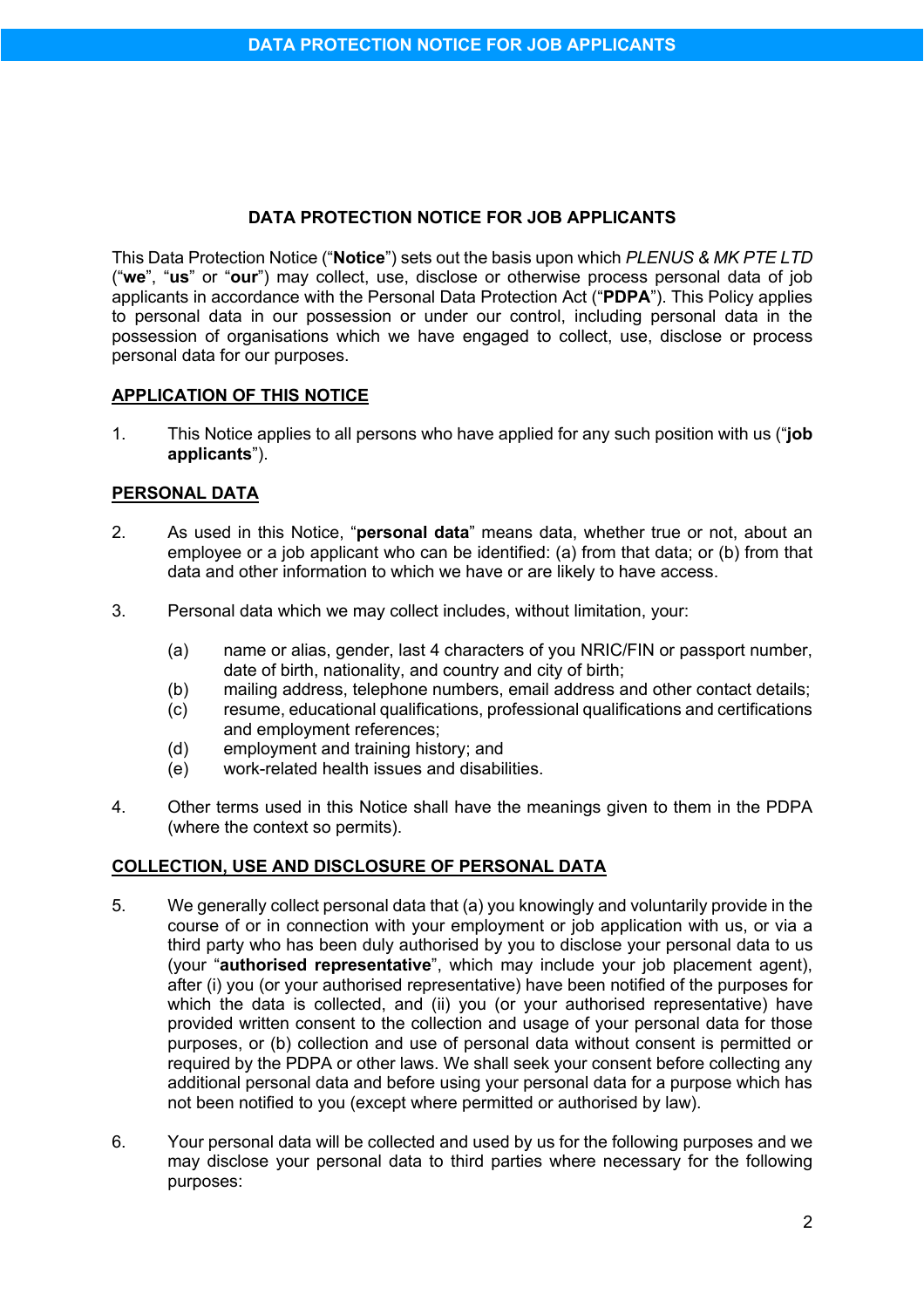# DATA PROTECTION NOTICE FOR JOB APPLICANTS

This Data Protection Notice ("**Notice**") sets out the basis upon which *PLENUS & MK PTE LTD* ("**we**", "**us**" or "**our**") may collect, use, disclose or otherwise process personal data of job applicants in accordance with the Personal Data Protection Act ("**PDPA**"). This Policy applies to personal data in our possession or under our control, including personal data in the possession of organisations which we have engaged to collect, use, disclose or process personal data for our purposes.

## APPLICATION OF THIS NOTICE

1. This Notice applies to all persons who have applied for any such position with us ("**job applicants**").

## PERSONAL DATA

2. As used in this Notice, "**personal data**" means data, whether true or not, about an employee or a job applicant who can be identified: (a) from that data; or (b) from that data and other information to which we have or are likely to have access.

3. Personal data which we may collect includes, without limitation, your:

   (a) name or alias, gender, last 4 characters of you NRIC/FIN or passport number, date of birth, nationality, and country and city of birth;
   (b) mailing address, telephone numbers, email address and other contact details;
   (c) resume, educational qualifications, professional qualifications and certifications and employment references;
   (d) employment and training history; and
   (e) work-related health issues and disabilities.

4. Other terms used in this Notice shall have the meanings given to them in the PDPA (where the context so permits).

## COLLECTION, USE AND DISCLOSURE OF PERSONAL DATA

5. We generally collect personal data that (a) you knowingly and voluntarily provide in the course of or in connection with your employment or job application with us, or via a third party who has been duly authorised by you to disclose your personal data to us (your "**authorised representative**", which may include your job placement agent), after (i) you (or your authorised representative) have been notified of the purposes for which the data is collected, and (ii) you (or your authorised representative) have provided written consent to the collection and usage of your personal data for those purposes, or (b) collection and use of personal data without consent is permitted or required by the PDPA or other laws. We shall seek your consent before collecting any additional personal data and before using your personal data for a purpose which has not been notified to you (except where permitted or authorised by law).

6. Your personal data will be collected and used by us for the following purposes and we may disclose your personal data to third parties where necessary for the following purposes: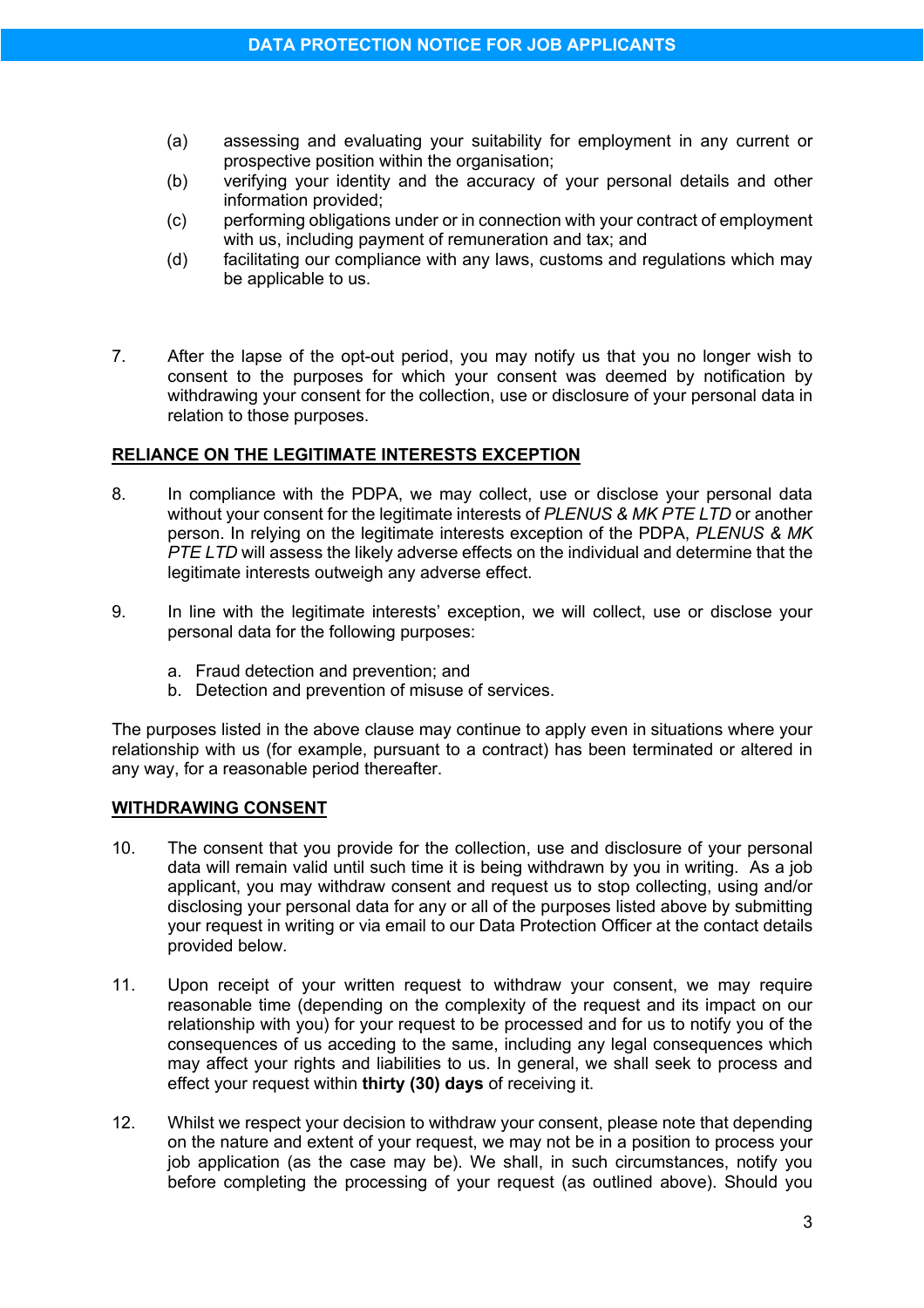(a) assessing and evaluating your suitability for employment in any current or prospective position within the organisation;

(b) verifying your identity and the accuracy of your personal details and other information provided;

(c) performing obligations under or in connection with your contract of employment with us, including payment of remuneration and tax; and

(d) facilitating our compliance with any laws, customs and regulations which may be applicable to us.

7. After the lapse of the opt-out period, you may notify us that you no longer wish to consent to the purposes for which your consent was deemed by notification by withdrawing your consent for the collection, use or disclosure of your personal data in relation to those purposes.

**RELIANCE ON THE LEGITIMATE INTERESTS EXCEPTION**

8. In compliance with the PDPA, we may collect, use or disclose your personal data without your consent for the legitimate interests of *PLENUS & MK PTE LTD* or another person. In relying on the legitimate interests exception of the PDPA, *PLENUS & MK PTE LTD* will assess the likely adverse effects on the individual and determine that the legitimate interests outweigh any adverse effect.

9. In line with the legitimate interests' exception, we will collect, use or disclose your personal data for the following purposes:

   a. Fraud detection and prevention; and
   b. Detection and prevention of misuse of services.

The purposes listed in the above clause may continue to apply even in situations where your relationship with us (for example, pursuant to a contract) has been terminated or altered in any way, for a reasonable period thereafter.

**WITHDRAWING CONSENT**

10. The consent that you provide for the collection, use and disclosure of your personal data will remain valid until such time it is being withdrawn by you in writing. As a job applicant, you may withdraw consent and request us to stop collecting, using and/or disclosing your personal data for any or all of the purposes listed above by submitting your request in writing or via email to our Data Protection Officer at the contact details provided below.

11. Upon receipt of your written request to withdraw your consent, we may require reasonable time (depending on the complexity of the request and its impact on our relationship with you) for your request to be processed and for us to notify you of the consequences of us acceding to the same, including any legal consequences which may affect your rights and liabilities to us. In general, we shall seek to process and effect your request within **thirty (30) days** of receiving it.

12. Whilst we respect your decision to withdraw your consent, please note that depending on the nature and extent of your request, we may not be in a position to process your job application (as the case may be). We shall, in such circumstances, notify you before completing the processing of your request (as outlined above). Should you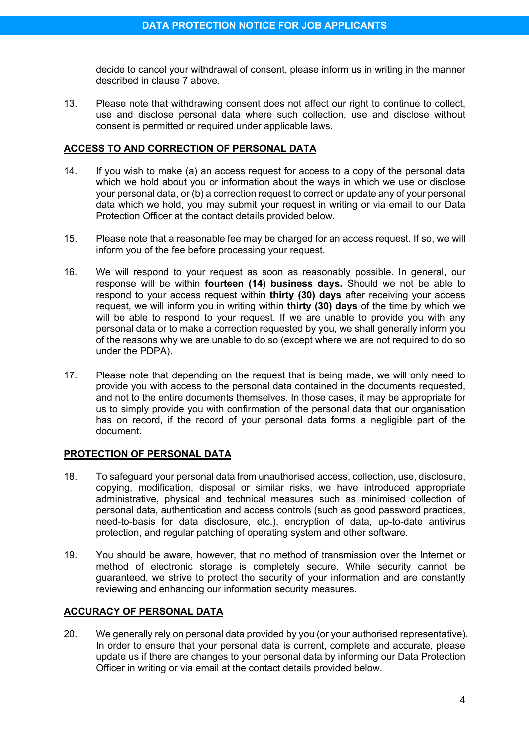decide to cancel your withdrawal of consent, please inform us in writing in the manner described in clause 7 above.

13. Please note that withdrawing consent does not affect our right to continue to collect, use and disclose personal data where such collection, use and disclose without consent is permitted or required under applicable laws.

## ACCESS TO AND CORRECTION OF PERSONAL DATA

14. If you wish to make (a) an access request for access to a copy of the personal data which we hold about you or information about the ways in which we use or disclose your personal data, or (b) a correction request to correct or update any of your personal data which we hold, you may submit your request in writing or via email to our Data Protection Officer at the contact details provided below.

15. Please note that a reasonable fee may be charged for an access request. If so, we will inform you of the fee before processing your request.

16. We will respond to your request as soon as reasonably possible. In general, our response will be within **fourteen (14) business days.** Should we not be able to respond to your access request within **thirty (30) days** after receiving your access request, we will inform you in writing within **thirty (30) days** of the time by which we will be able to respond to your request. If we are unable to provide you with any personal data or to make a correction requested by you, we shall generally inform you of the reasons why we are unable to do so (except where we are not required to do so under the PDPA).

17. Please note that depending on the request that is being made, we will only need to provide you with access to the personal data contained in the documents requested, and not to the entire documents themselves. In those cases, it may be appropriate for us to simply provide you with confirmation of the personal data that our organisation has on record, if the record of your personal data forms a negligible part of the document.

## PROTECTION OF PERSONAL DATA

18. To safeguard your personal data from unauthorised access, collection, use, disclosure, copying, modification, disposal or similar risks, we have introduced appropriate administrative, physical and technical measures such as minimised collection of personal data, authentication and access controls (such as good password practices, need-to-basis for data disclosure, etc.), encryption of data, up-to-date antivirus protection, and regular patching of operating system and other software.

19. You should be aware, however, that no method of transmission over the Internet or method of electronic storage is completely secure. While security cannot be guaranteed, we strive to protect the security of your information and are constantly reviewing and enhancing our information security measures.

## ACCURACY OF PERSONAL DATA

20. We generally rely on personal data provided by you (or your authorised representative). In order to ensure that your personal data is current, complete and accurate, please update us if there are changes to your personal data by informing our Data Protection Officer in writing or via email at the contact details provided below.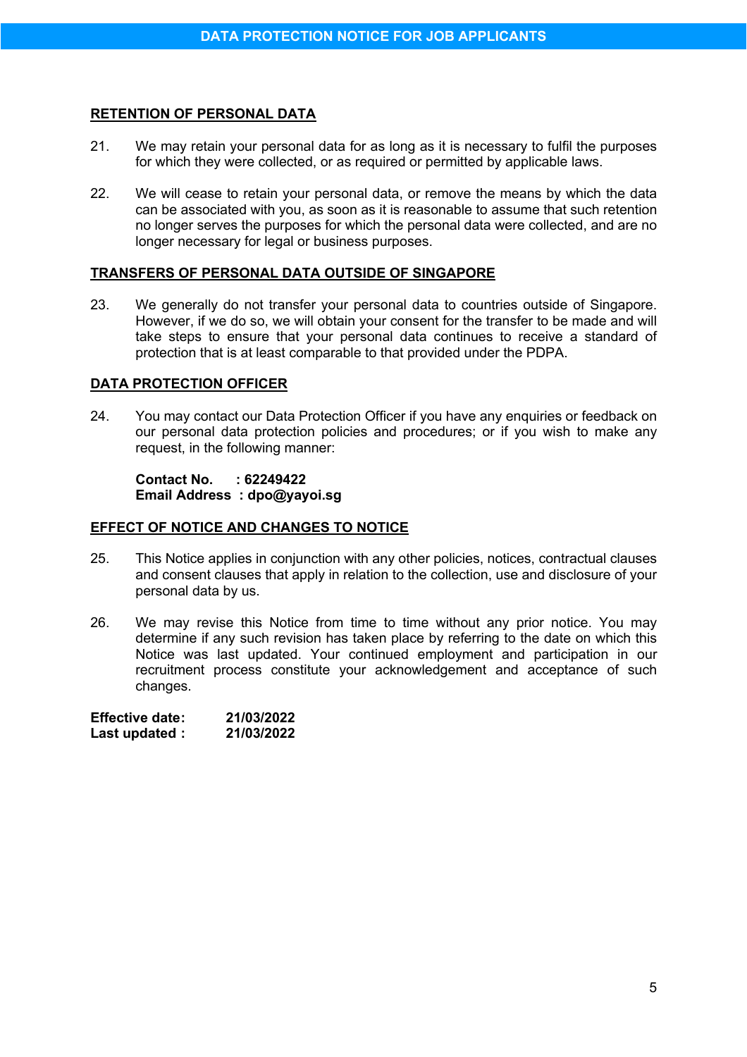## RETENTION OF PERSONAL DATA

21. We may retain your personal data for as long as it is necessary to fulfil the purposes for which they were collected, or as required or permitted by applicable laws.

22. We will cease to retain your personal data, or remove the means by which the data can be associated with you, as soon as it is reasonable to assume that such retention no longer serves the purposes for which the personal data were collected, and are no longer necessary for legal or business purposes.

## TRANSFERS OF PERSONAL DATA OUTSIDE OF SINGAPORE

23. We generally do not transfer your personal data to countries outside of Singapore. However, if we do so, we will obtain your consent for the transfer to be made and will take steps to ensure that your personal data continues to receive a standard of protection that is at least comparable to that provided under the PDPA.

## DATA PROTECTION OFFICER

24. You may contact our Data Protection Officer if you have any enquiries or feedback on our personal data protection policies and procedures; or if you wish to make any request, in the following manner:

    **Contact No. : 62249422**
    **Email Address : dpo@yayoi.sg**

## EFFECT OF NOTICE AND CHANGES TO NOTICE

25. This Notice applies in conjunction with any other policies, notices, contractual clauses and consent clauses that apply in relation to the collection, use and disclosure of your personal data by us.

26. We may revise this Notice from time to time without any prior notice. You may determine if any such revision has taken place by referring to the date on which this Notice was last updated. Your continued employment and participation in our recruitment process constitute your acknowledgement and acceptance of such changes.

**Effective date: 21/03/2022**
**Last updated : 21/03/2022**